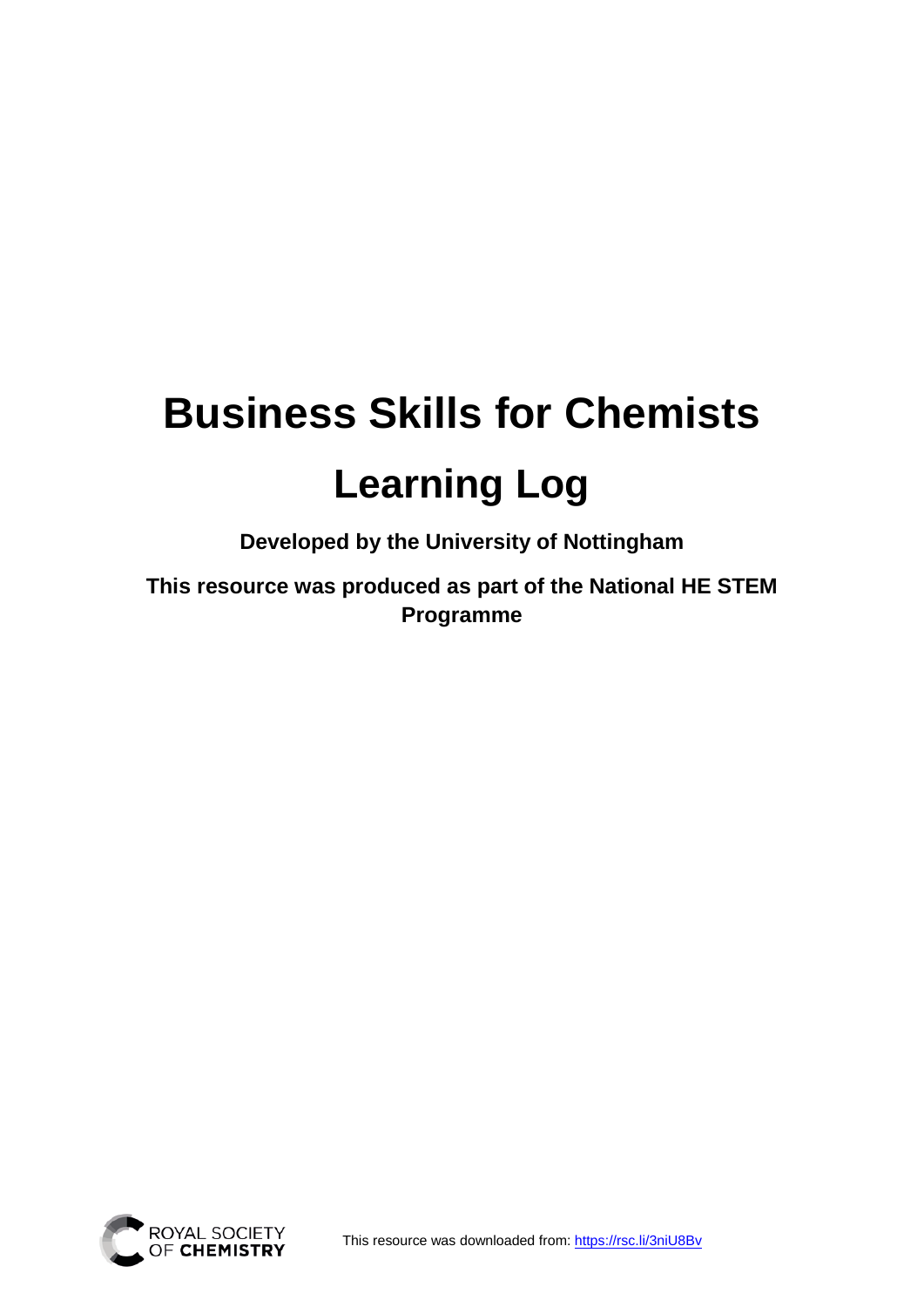# Business Skills for Chemists

## Learning Log

**Developed by the University of Nottingham**

**This resource was produced as part of the National HE STEM Programme**

This resource was downloaded from: https://rsc.li/3niU8Bv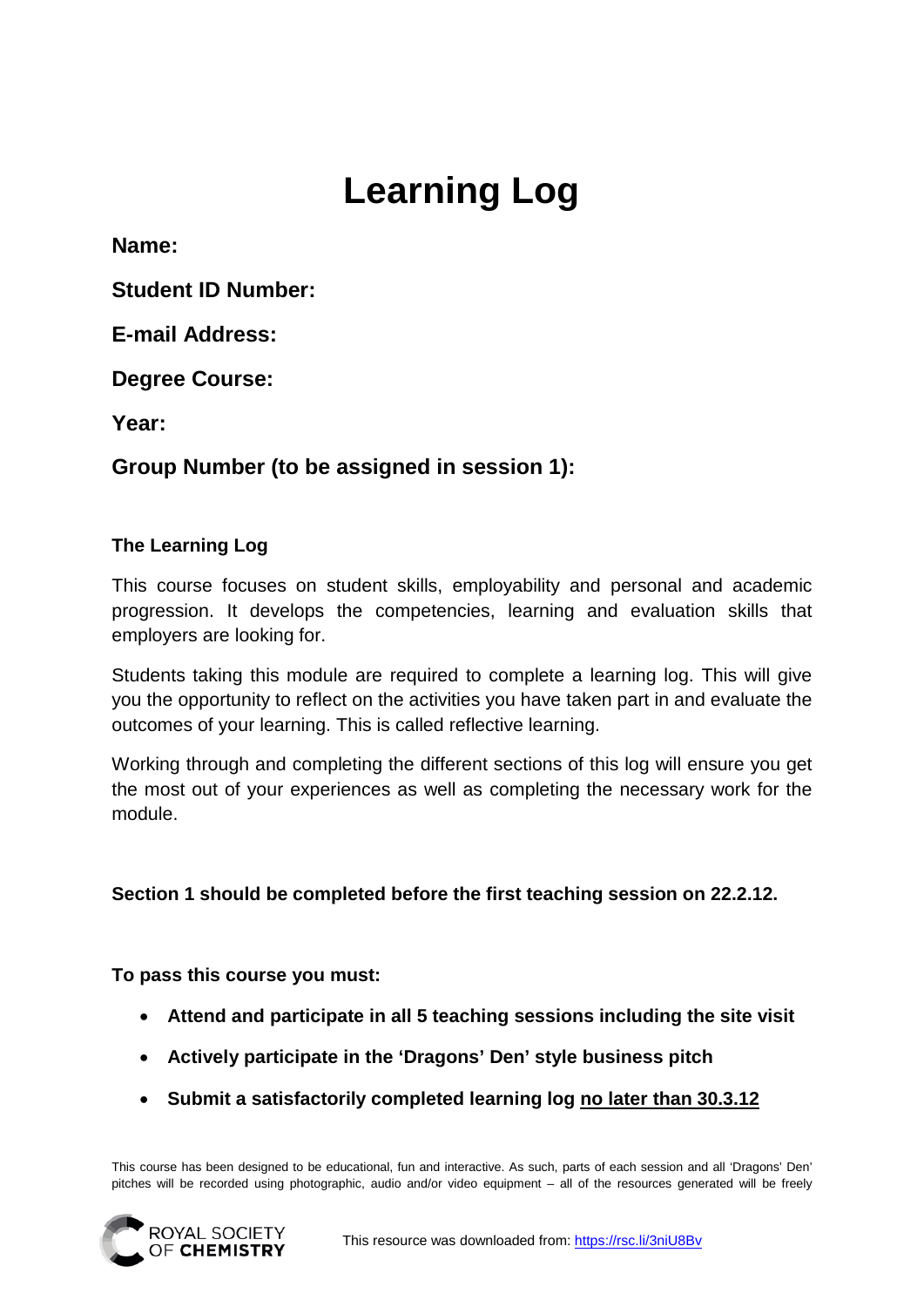# Learning Log

**Name:**

**Student ID Number:**

**E-mail Address:**

**Degree Course:**

**Year:**

**Group Number (to be assigned in session 1):**

**The Learning Log**

This course focuses on student skills, employability and personal and academic progression. It develops the competencies, learning and evaluation skills that employers are looking for.

Students taking this module are required to complete a learning log. This will give you the opportunity to reflect on the activities you have taken part in and evaluate the outcomes of your learning. This is called reflective learning.

Working through and completing the different sections of this log will ensure you get the most out of your experiences as well as completing the necessary work for the module.

**Section 1 should be completed before the first teaching session on 22.2.12.**

**To pass this course you must:**

- **Attend and participate in all 5 teaching sessions including the site visit**
- **Actively participate in the 'Dragons' Den' style business pitch**
- **Submit a satisfactorily completed learning log <u>no later than 30.3.12</u>**

This course has been designed to be educational, fun and interactive. As such, parts of each session and all 'Dragons' Den' pitches will be recorded using photographic, audio and/or video equipment – all of the resources generated will be freely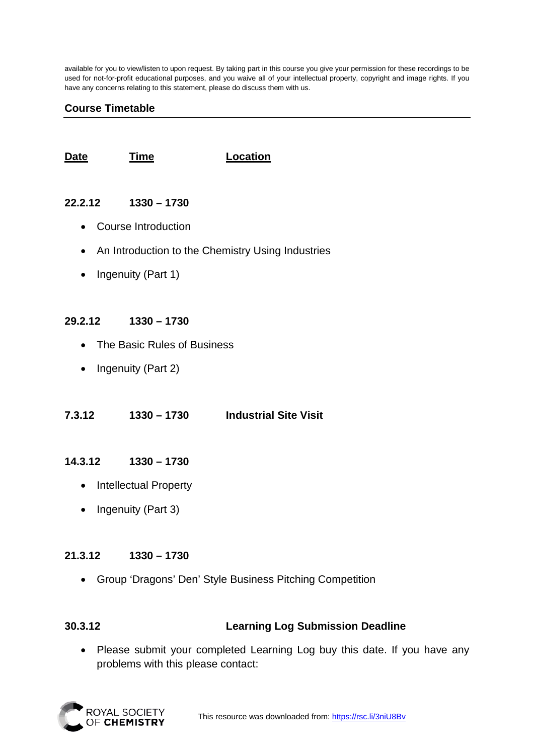available for you to view/listen to upon request. By taking part in this course you give your permission for these recordings to be used for not-for-profit educational purposes, and you waive all of your intellectual property, copyright and image rights. If you have any concerns relating to this statement, please do discuss them with us.

## Course Timetable

| **Date** | **Time** | **Location** |
|---|---|---|
| **22.2.12** | **1330 – 1730** | |

- Course Introduction
- An Introduction to the Chemistry Using Industries
- Ingenuity (Part 1)

**29.2.12** **1330 – 1730**

- The Basic Rules of Business
- Ingenuity (Part 2)

**7.3.12** **1330 – 1730** **Industrial Site Visit**

**14.3.12** **1330 – 1730**

- Intellectual Property
- Ingenuity (Part 3)

**21.3.12** **1330 – 1730**

- Group 'Dragons' Den' Style Business Pitching Competition

**30.3.12** **Learning Log Submission Deadline**

- Please submit your completed Learning Log buy this date. If you have any problems with this please contact: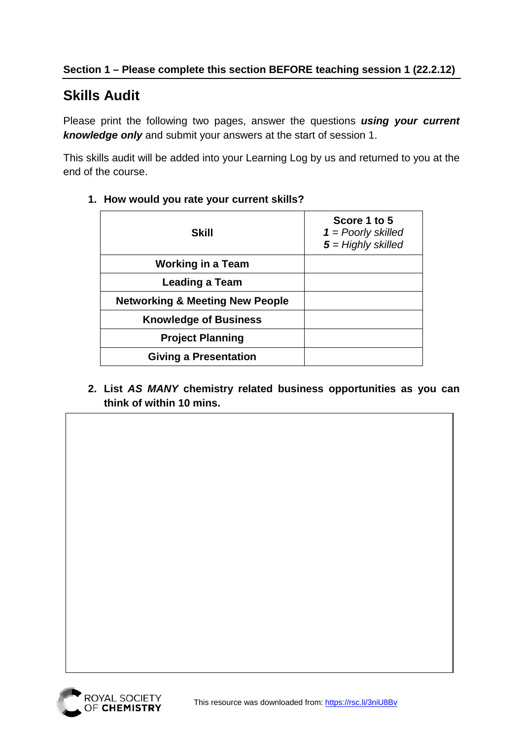**Section 1 – Please complete this section BEFORE teaching session 1 (22.2.12)**

## Skills Audit

Please print the following two pages, answer the questions ***using your current knowledge only*** and submit your answers at the start of session 1.

This skills audit will be added into your Learning Log by us and returned to you at the end of the course.

1. **How would you rate your current skills?**

| **Skill** | **Score 1 to 5**<br>***1*** = *Poorly skilled*<br>***5*** = *Highly skilled* |
|---|---|
| **Working in a Team** | |
| **Leading a Team** | |
| **Networking & Meeting New People** | |
| **Knowledge of Business** | |
| **Project Planning** | |
| **Giving a Presentation** | |

2. **List *AS MANY* chemistry related business opportunities as you can think of within 10 mins.**

This resource was downloaded from: https://rsc.li/3niU8Bv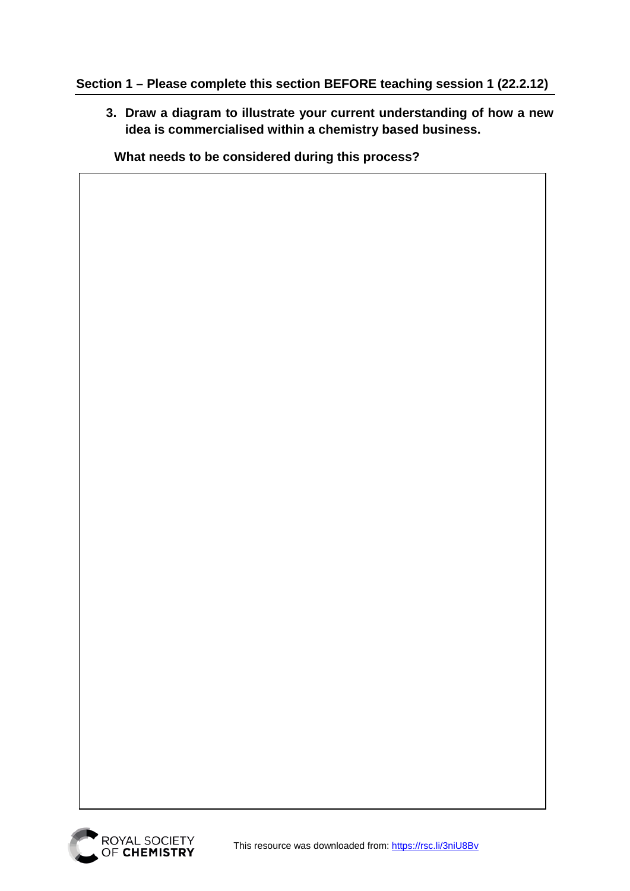## Section 1 – Please complete this section BEFORE teaching session 1 (22.2.12)

3. **Draw a diagram to illustrate your current understanding of how a new idea is commercialised within a chemistry based business.**

**What needs to be considered during this process?**

This resource was downloaded from: https://rsc.li/3niU8Bv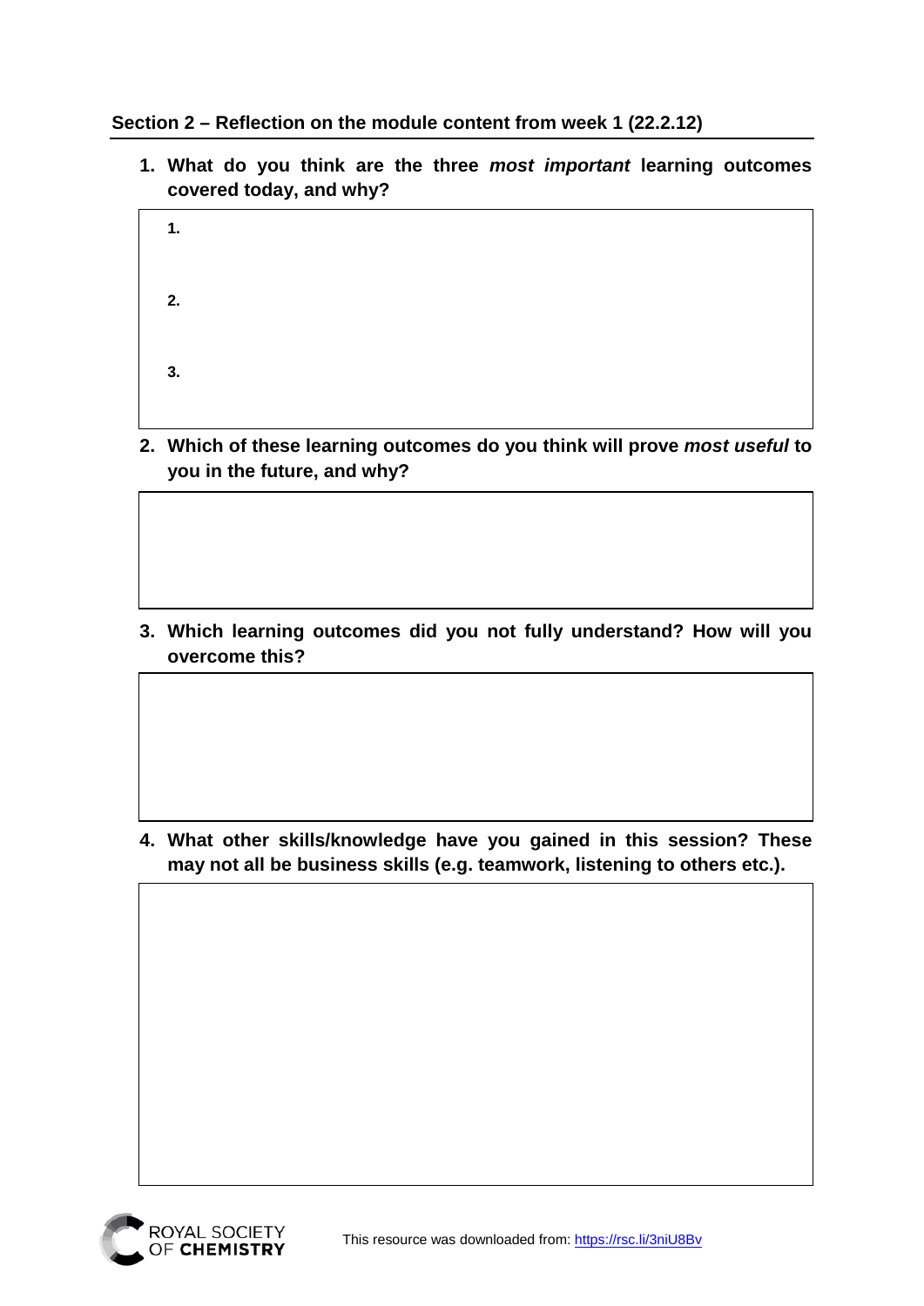## Section 2 – Reflection on the module content from week 1 (22.2.12)

1. **What do you think are the three *most important* learning outcomes covered today, and why?**

   **1.**

   **2.**

   **3.**

2. **Which of these learning outcomes do you think will prove *most useful* to you in the future, and why?**

3. **Which learning outcomes did you not fully understand? How will you overcome this?**

4. **What other skills/knowledge have you gained in this session? These may not all be business skills (e.g. teamwork, listening to others etc.).**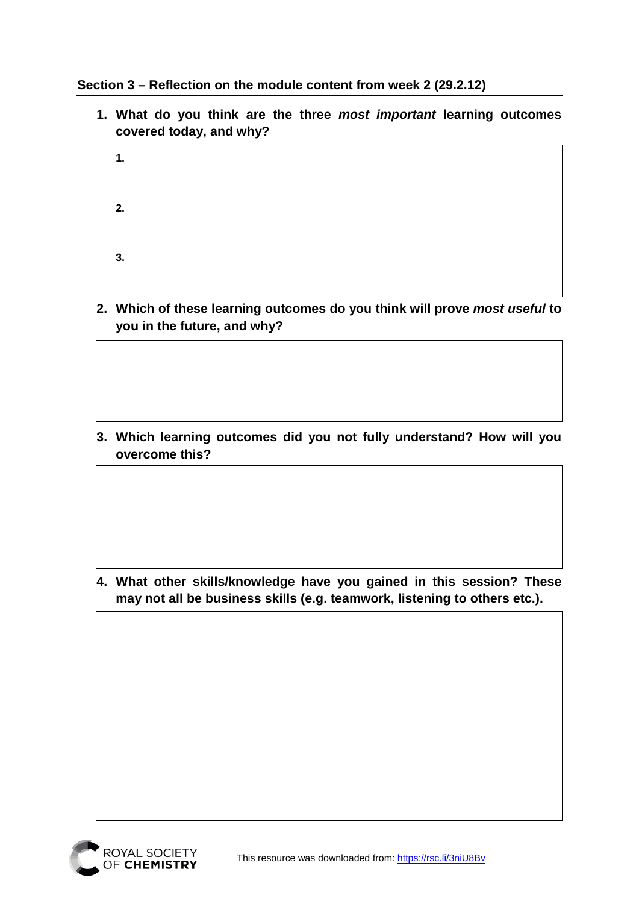## Section 3 – Reflection on the module content from week 2 (29.2.12)

1. **What do you think are the three *most important* learning outcomes covered today, and why?**

| |
|---|
| **1.** |
| **2.** |
| **3.** |

2. **Which of these learning outcomes do you think will prove *most useful* to you in the future, and why?**

| |
|---|
| |

3. **Which learning outcomes did you not fully understand? How will you overcome this?**

| |
|---|
| |

4. **What other skills/knowledge have you gained in this session? These may not all be business skills (e.g. teamwork, listening to others etc.).**

| |
|---|
| |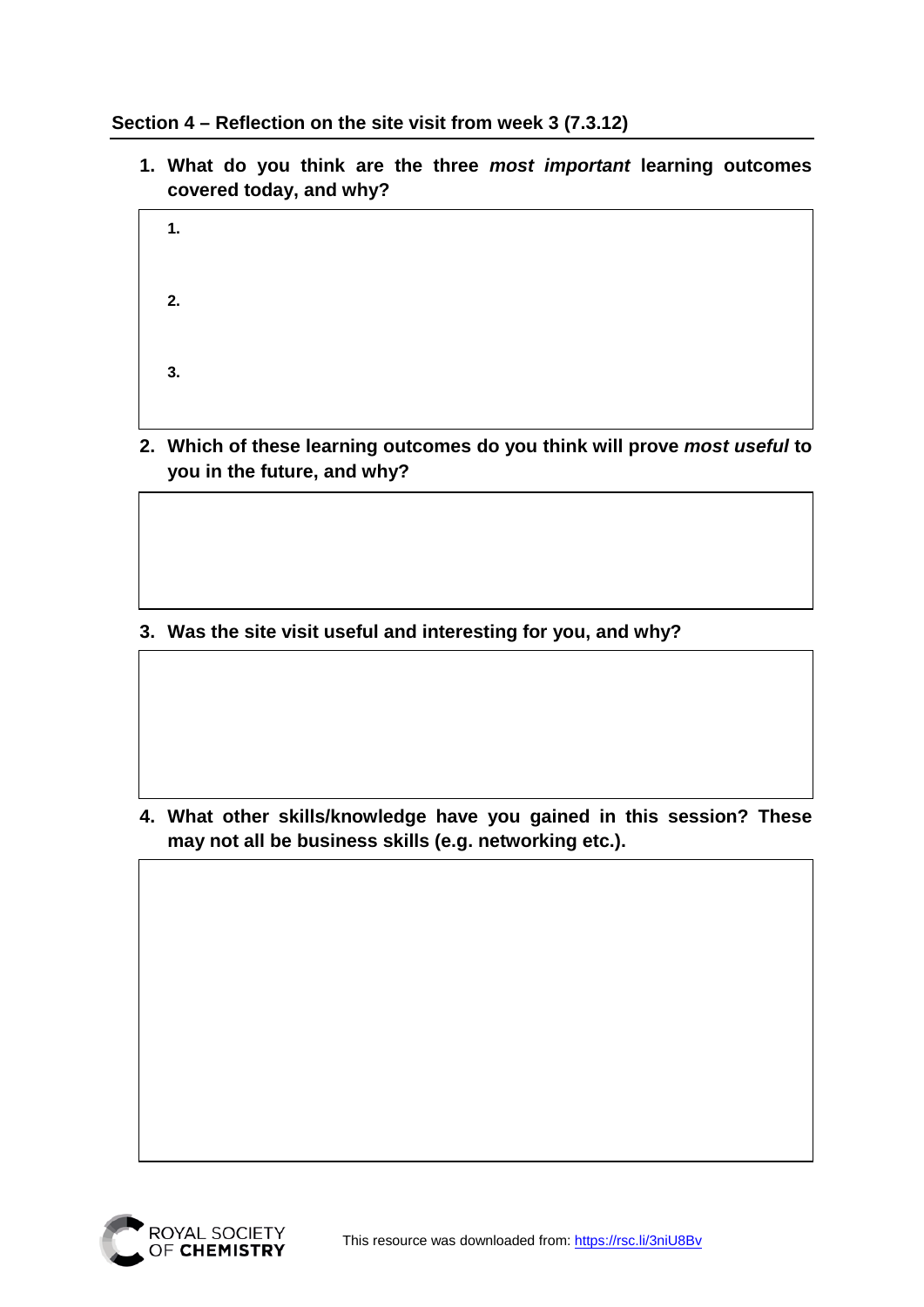## Section 4 – Reflection on the site visit from week 3 (7.3.12)

1. **What do you think are the three *most important* learning outcomes covered today, and why?**

| |
|---|
| **1.** |
| **2.** |
| **3.** |

2. **Which of these learning outcomes do you think will prove *most useful* to you in the future, and why?**

| |
|---|
| |

3. **Was the site visit useful and interesting for you, and why?**

| |
|---|
| |

4. **What other skills/knowledge have you gained in this session? These may not all be business skills (e.g. networking etc.).**

| |
|---|
| |

ROYAL SOCIETY OF **CHEMISTRY**

This resource was downloaded from: https://rsc.li/3niU8Bv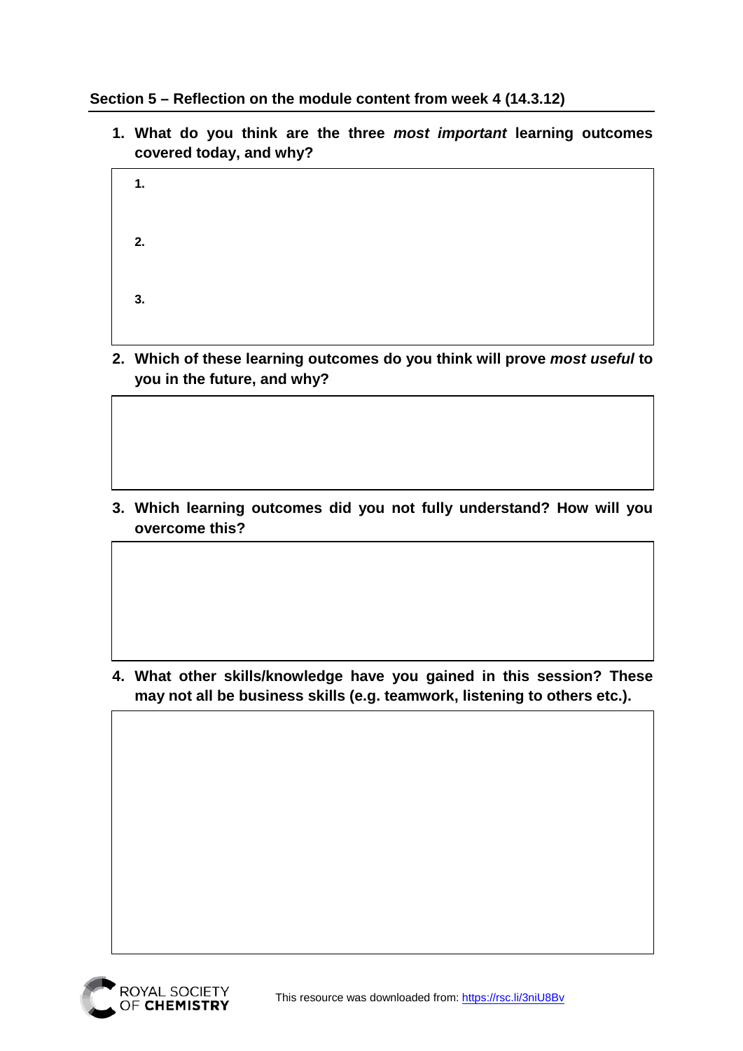## Section 5 – Reflection on the module content from week 4 (14.3.12)

1. **What do you think are the three *most important* learning outcomes covered today, and why?**

| |
|---|
| **1.** |
| **2.** |
| **3.** |

2. **Which of these learning outcomes do you think will prove *most useful* to you in the future, and why?**

| |
|---|
| |

3. **Which learning outcomes did you not fully understand? How will you overcome this?**

| |
|---|
| |

4. **What other skills/knowledge have you gained in this session? These may not all be business skills (e.g. teamwork, listening to others etc.).**

| |
|---|
| |

This resource was downloaded from: https://rsc.li/3niU8Bv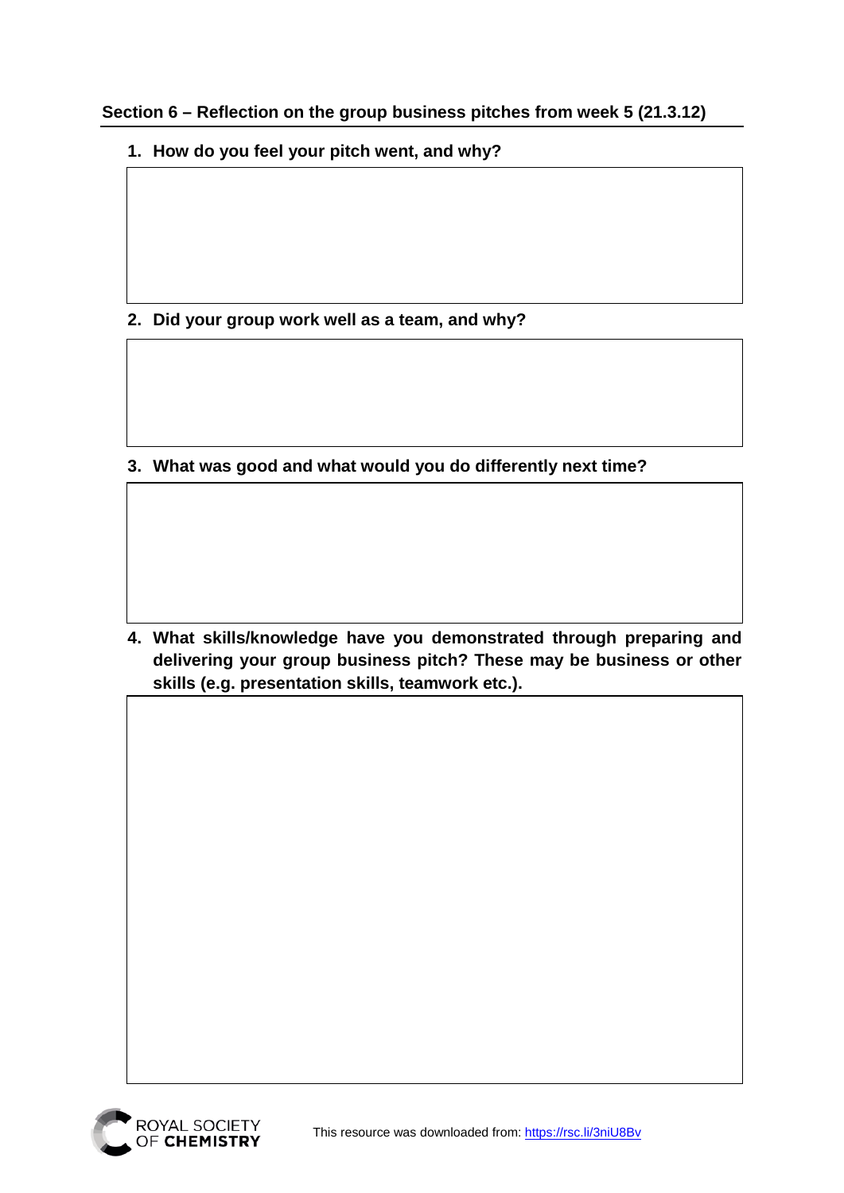## Section 6 – Reflection on the group business pitches from week 5 (21.3.12)

1. **How do you feel your pitch went, and why?**

2. **Did your group work well as a team, and why?**

3. **What was good and what would you do differently next time?**

4. **What skills/knowledge have you demonstrated through preparing and delivering your group business pitch? These may be business or other skills (e.g. presentation skills, teamwork etc.).**

This resource was downloaded from: https://rsc.li/3niU8Bv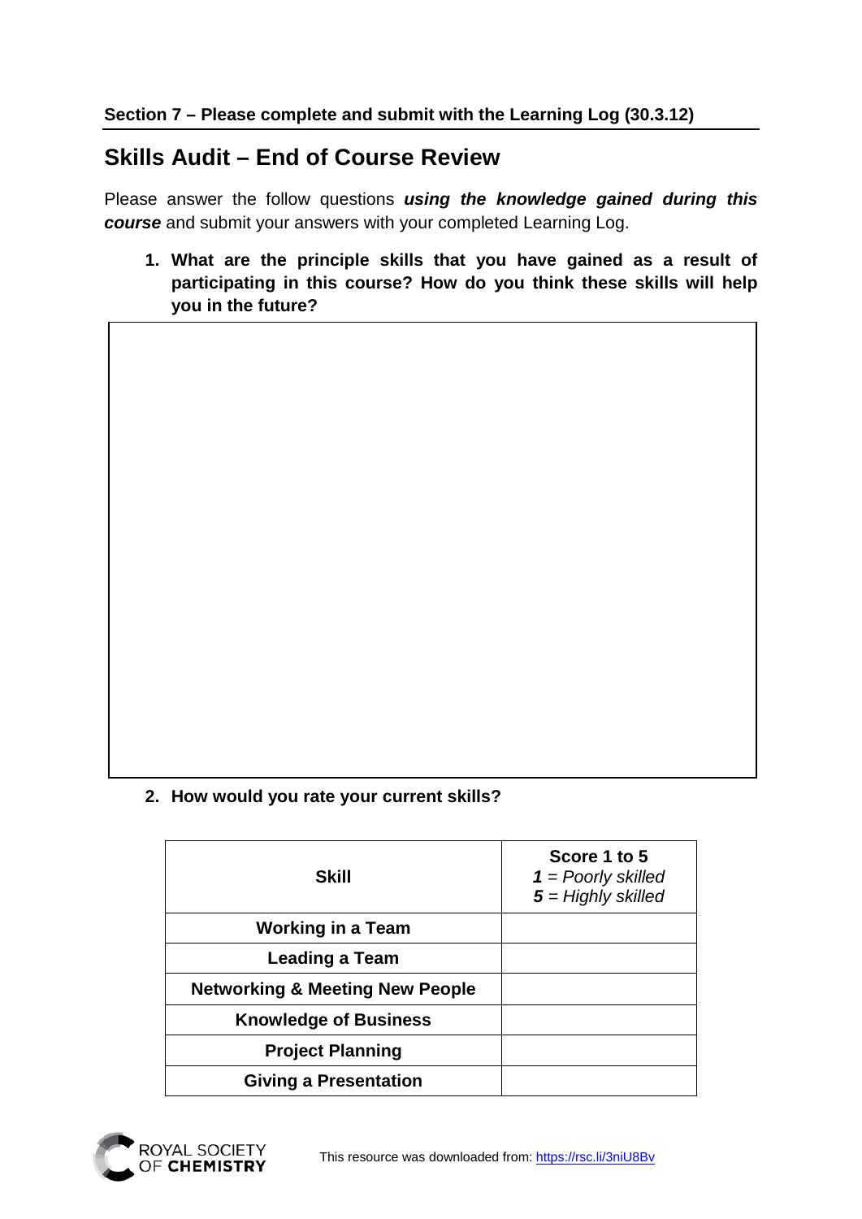**Section 7 – Please complete and submit with the Learning Log (30.3.12)**

## Skills Audit – End of Course Review

Please answer the follow questions ***using the knowledge gained during this course*** and submit your answers with your completed Learning Log.

1. **What are the principle skills that you have gained as a result of participating in this course? How do you think these skills will help you in the future?**

2. **How would you rate your current skills?**

| **Skill** | **Score 1 to 5**<br>***1*** *= Poorly skilled*<br>***5*** *= Highly skilled* |
|---|---|
| **Working in a Team** | |
| **Leading a Team** | |
| **Networking & Meeting New People** | |
| **Knowledge of Business** | |
| **Project Planning** | |
| **Giving a Presentation** | |

This resource was downloaded from: https://rsc.li/3niU8Bv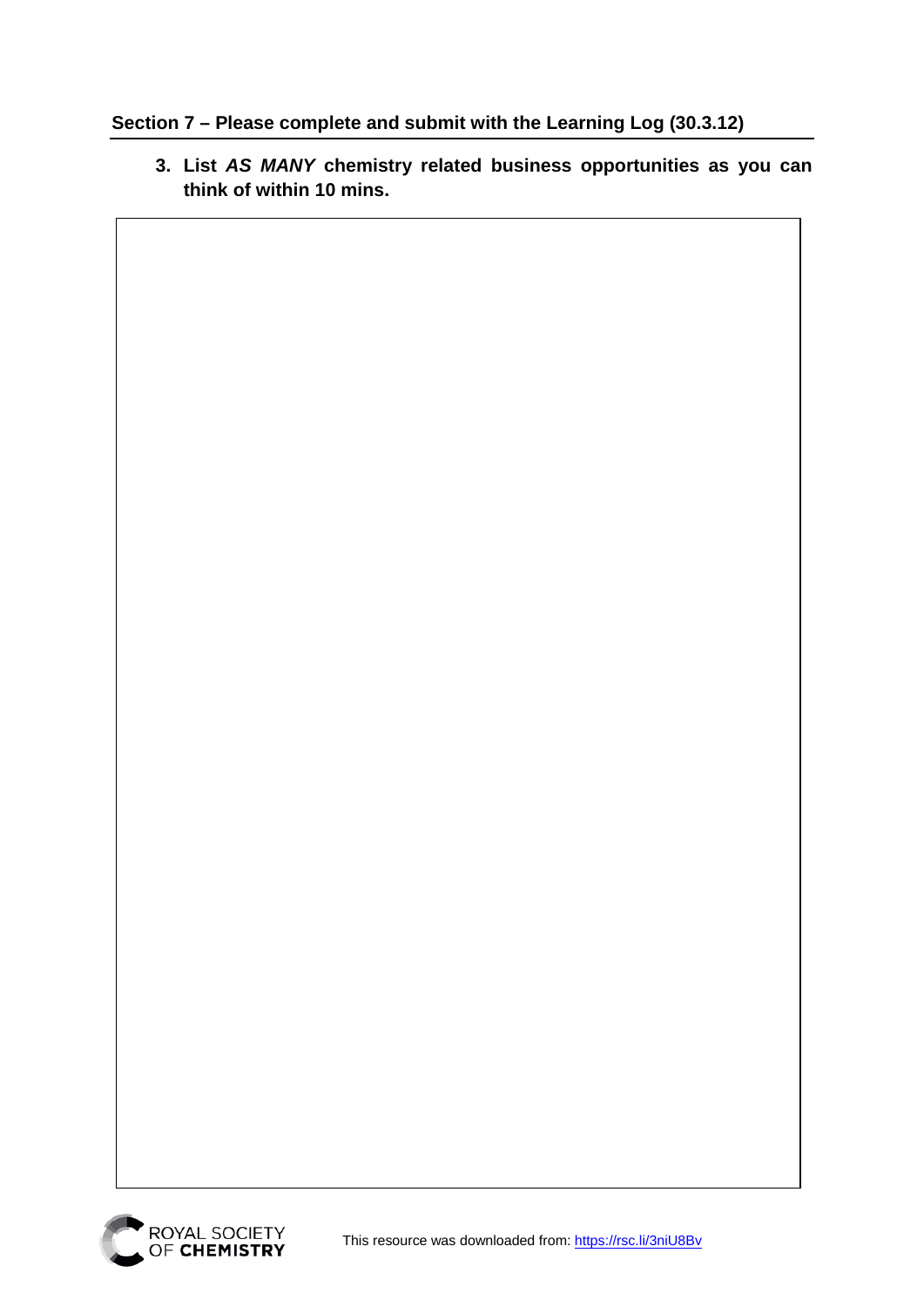**Section 7 – Please complete and submit with the Learning Log (30.3.12)**

3. **List *AS MANY* chemistry related business opportunities as you can think of within 10 mins.**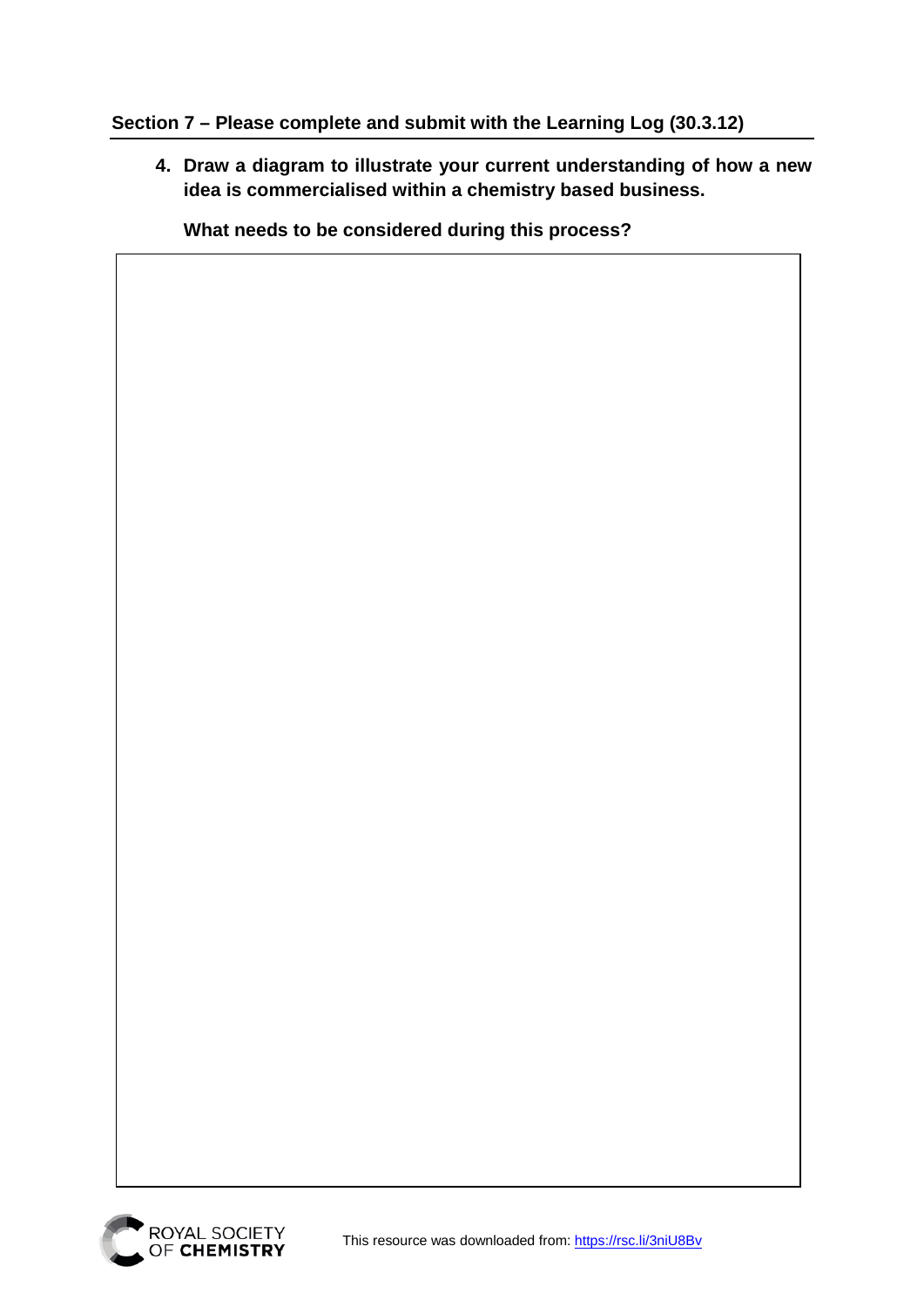**Section 7 – Please complete and submit with the Learning Log (30.3.12)**

4. **Draw a diagram to illustrate your current understanding of how a new idea is commercialised within a chemistry based business.**

   **What needs to be considered during this process?**

This resource was downloaded from: https://rsc.li/3niU8Bv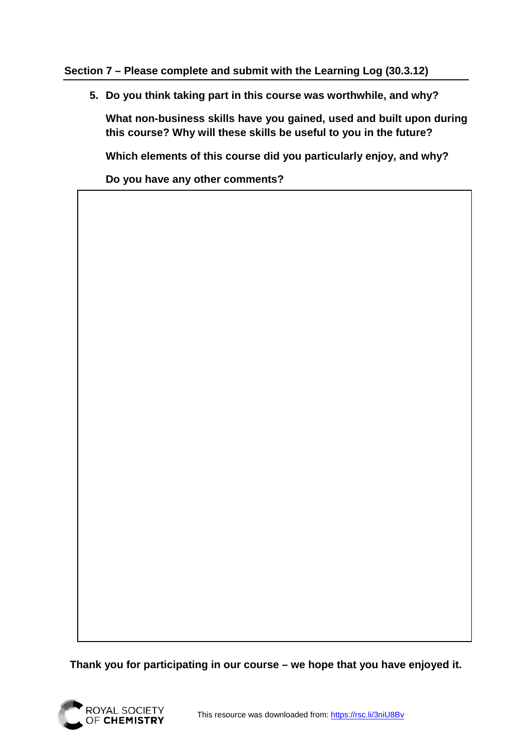## Section 7 – Please complete and submit with the Learning Log (30.3.12)

5. **Do you think taking part in this course was worthwhile, and why?**

   **What non-business skills have you gained, used and built upon during this course? Why will these skills be useful to you in the future?**

   **Which elements of this course did you particularly enjoy, and why?**

   **Do you have any other comments?**

**Thank you for participating in our course – we hope that you have enjoyed it.**

This resource was downloaded from: https://rsc.li/3niU8Bv